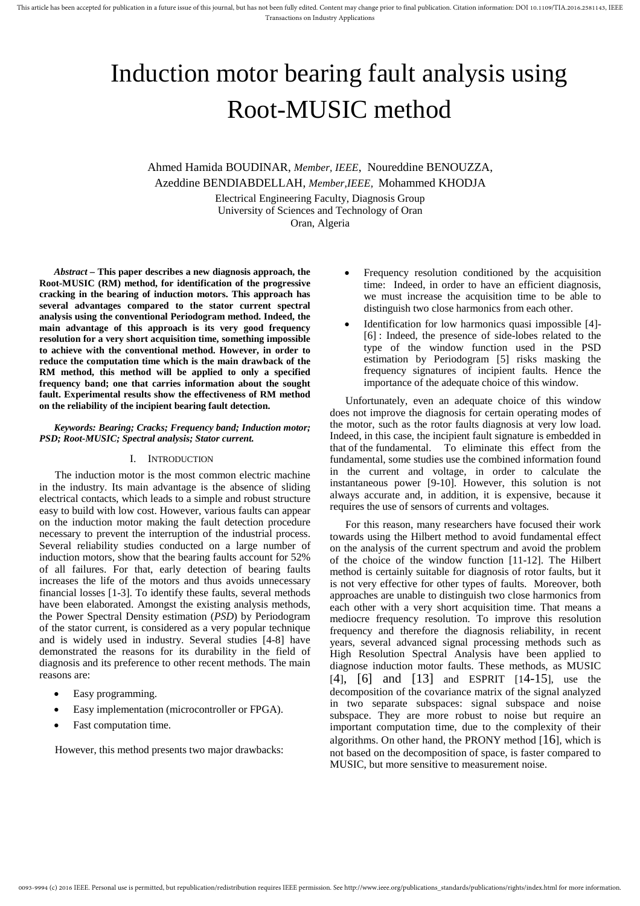# Induction motor bearing fault analysis using Root-MUSIC method

Ahmed Hamida BOUDINAR, *Member, IEEE*, Noureddine BENOUZZA, Azeddine BENDIABDELLAH, *Member,IEEE*, Mohammed KHODJA

Electrical Engineering Faculty, Diagnosis Group
University of Sciences and Technology of Oran
Oran, Algeria

***Abstract* – This paper describes a new diagnosis approach, the Root-MUSIC (RM) method, for identification of the progressive cracking in the bearing of induction motors. This approach has several advantages compared to the stator current spectral analysis using the conventional Periodogram method. Indeed, the main advantage of this approach is its very good frequency resolution for a very short acquisition time, something impossible to achieve with the conventional method. However, in order to reduce the computation time which is the main drawback of the RM method, this method will be applied to only a specified frequency band; one that carries information about the sought fault. Experimental results show the effectiveness of RM method on the reliability of the incipient bearing fault detection.**

***Keywords: Bearing; Cracks; Frequency band; Induction motor; PSD; Root-MUSIC; Spectral analysis; Stator current.***

## I. Introduction

The induction motor is the most common electric machine in the industry. Its main advantage is the absence of sliding electrical contacts, which leads to a simple and robust structure easy to build with low cost. However, various faults can appear on the induction motor making the fault detection procedure necessary to prevent the interruption of the industrial process. Several reliability studies conducted on a large number of induction motors, show that the bearing faults account for 52% of all failures. For that, early detection of bearing faults increases the life of the motors and thus avoids unnecessary financial losses [1-3]. To identify these faults, several methods have been elaborated. Amongst the existing analysis methods, the Power Spectral Density estimation (*PSD*) by Periodogram of the stator current, is considered as a very popular technique and is widely used in industry. Several studies [4-8] have demonstrated the reasons for its durability in the field of diagnosis and its preference to other recent methods. The main reasons are:

- Easy programming.
- Easy implementation (microcontroller or FPGA).
- Fast computation time.

However, this method presents two major drawbacks:

- Frequency resolution conditioned by the acquisition time: Indeed, in order to have an efficient diagnosis, we must increase the acquisition time to be able to distinguish two close harmonics from each other.
- Identification for low harmonics quasi impossible [4]-[6] : Indeed, the presence of side-lobes related to the type of the window function used in the PSD estimation by Periodogram [5] risks masking the frequency signatures of incipient faults. Hence the importance of the adequate choice of this window.

Unfortunately, even an adequate choice of this window does not improve the diagnosis for certain operating modes of the motor, such as the rotor faults diagnosis at very low load. Indeed, in this case, the incipient fault signature is embedded in that of the fundamental. To eliminate this effect from the fundamental, some studies use the combined information found in the current and voltage, in order to calculate the instantaneous power [9-10]. However, this solution is not always accurate and, in addition, it is expensive, because it requires the use of sensors of currents and voltages.

For this reason, many researchers have focused their work towards using the Hilbert method to avoid fundamental effect on the analysis of the current spectrum and avoid the problem of the choice of the window function [11-12]. The Hilbert method is certainly suitable for diagnosis of rotor faults, but it is not very effective for other types of faults. Moreover, both approaches are unable to distinguish two close harmonics from each other with a very short acquisition time. That means a mediocre frequency resolution. To improve this resolution frequency and therefore the diagnosis reliability, in recent years, several advanced signal processing methods such as High Resolution Spectral Analysis have been applied to diagnose induction motor faults. These methods, as MUSIC [4], [6] and [13] and ESPRIT [14-15], use the decomposition of the covariance matrix of the signal analyzed in two separate subspaces: signal subspace and noise subspace. They are more robust to noise but require an important computation time, due to the complexity of their algorithms. On other hand, the PRONY method [16], which is not based on the decomposition of space, is faster compared to MUSIC, but more sensitive to measurement noise.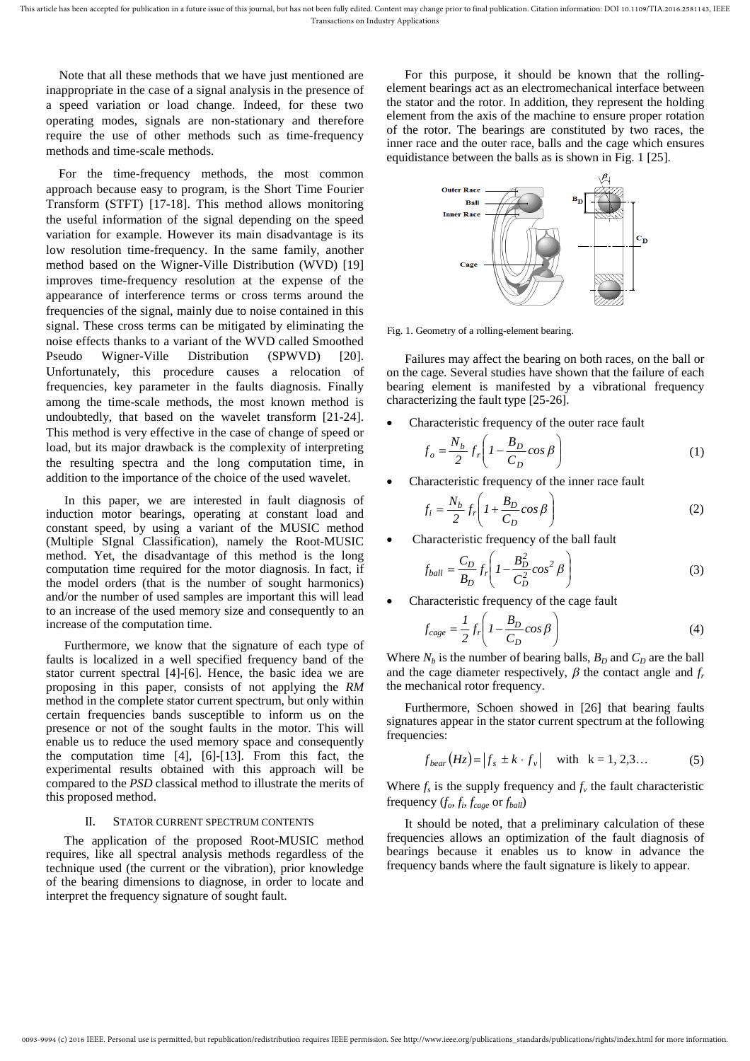Note that all these methods that we have just mentioned are inappropriate in the case of a signal analysis in the presence of a speed variation or load change. Indeed, for these two operating modes, signals are non-stationary and therefore require the use of other methods such as time-frequency methods and time-scale methods.

For the time-frequency methods, the most common approach because easy to program, is the Short Time Fourier Transform (STFT) [17-18]. This method allows monitoring the useful information of the signal depending on the speed variation for example. However its main disadvantage is its low resolution time-frequency. In the same family, another method based on the Wigner-Ville Distribution (WVD) [19] improves time-frequency resolution at the expense of the appearance of interference terms or cross terms around the frequencies of the signal, mainly due to noise contained in this signal. These cross terms can be mitigated by eliminating the noise effects thanks to a variant of the WVD called Smoothed Pseudo Wigner-Ville Distribution (SPWVD) [20]. Unfortunately, this procedure causes a relocation of frequencies, key parameter in the faults diagnosis. Finally among the time-scale methods, the most known method is undoubtedly, that based on the wavelet transform [21-24]. This method is very effective in the case of change of speed or load, but its major drawback is the complexity of interpreting the resulting spectra and the long computation time, in addition to the importance of the choice of the used wavelet.

In this paper, we are interested in fault diagnosis of induction motor bearings, operating at constant load and constant speed, by using a variant of the MUSIC method (Multiple SIgnal Classification), namely the Root-MUSIC method. Yet, the disadvantage of this method is the long computation time required for the motor diagnosis. In fact, if the model orders (that is the number of sought harmonics) and/or the number of used samples are important this will lead to an increase of the used memory size and consequently to an increase of the computation time.

Furthermore, we know that the signature of each type of faults is localized in a well specified frequency band of the stator current spectral [4]-[6]. Hence, the basic idea we are proposing in this paper, consists of not applying the *RM* method in the complete stator current spectrum, but only within certain frequencies bands susceptible to inform us on the presence or not of the sought faults in the motor. This will enable us to reduce the used memory space and consequently the computation time [4], [6]-[13]. From this fact, the experimental results obtained with this approach will be compared to the *PSD* classical method to illustrate the merits of this proposed method.

## II. Stator current spectrum contents

The application of the proposed Root-MUSIC method requires, like all spectral analysis methods regardless of the technique used (the current or the vibration), prior knowledge of the bearing dimensions to diagnose, in order to locate and interpret the frequency signature of sought fault.

For this purpose, it should be known that the rolling-element bearings act as an electromechanical interface between the stator and the rotor. In addition, they represent the holding element from the axis of the machine to ensure proper rotation of the rotor. The bearings are constituted by two races, the inner race and the outer race, balls and the cage which ensures equidistance between the balls as is shown in Fig. 1 [25].

Outer Race
Ball
Inner Race
Cage
$\beta$
$B_D$
$C_D$

Fig. 1. Geometry of a rolling-element bearing.

Failures may affect the bearing on both races, on the ball or on the cage. Several studies have shown that the failure of each bearing element is manifested by a vibrational frequency characterizing the fault type [25-26].

- Characteristic frequency of the outer race fault

$$f_o = \frac{N_b}{2} f_r \left( 1 - \frac{B_D}{C_D} \cos \beta \right) \tag{1}$$

- Characteristic frequency of the inner race fault

$$f_i = \frac{N_b}{2} f_r \left( 1 + \frac{B_D}{C_D} \cos \beta \right) \tag{2}$$

- Characteristic frequency of the ball fault

$$f_{ball} = \frac{C_D}{B_D} f_r \left( 1 - \frac{B_D^2}{C_D^2} \cos^2 \beta \right) \tag{3}$$

- Characteristic frequency of the cage fault

$$f_{cage} = \frac{1}{2} f_r \left( 1 - \frac{B_D}{C_D} \cos \beta \right) \tag{4}$$

Where $N_b$ is the number of bearing balls, $B_D$ and $C_D$ are the ball and the cage diameter respectively, $\beta$ the contact angle and $f_r$ the mechanical rotor frequency.

Furthermore, Schoen showed in [26] that bearing faults signatures appear in the stator current spectrum at the following frequencies:

$$f_{bear}(Hz) = \left| f_s \pm k \cdot f_v \right| \quad \text{with} \quad k = 1, 2, 3\ldots \tag{5}$$

Where $f_s$ is the supply frequency and $f_v$ the fault characteristic frequency ($f_o$, $f_i$, $f_{cage}$ or $f_{ball}$)

It should be noted, that a preliminary calculation of these frequencies allows an optimization of the fault diagnosis of bearings because it enables us to know in advance the frequency bands where the fault signature is likely to appear.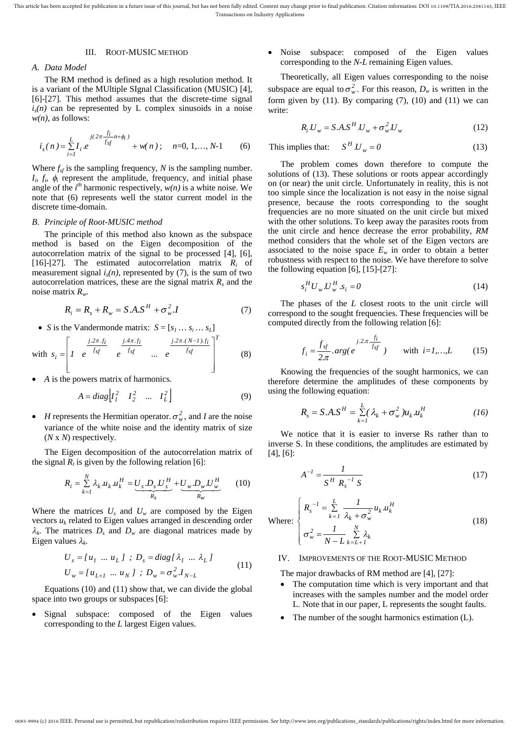## III. ROOT-MUSIC METHOD

### A. Data Model

The RM method is defined as a high resolution method. It is a variant of the MUltiple SIgnal Classification (MUSIC) [4], [6]-[27]. This method assumes that the discrete-time signal $i_s(n)$ can be represented by L complex sinusoids in a noise $w(n)$, as follows:

$$i_s(n) = \sum_{i=1}^{L} I_i . e^{j(2\pi \frac{f_i}{f_{sf}} n + \phi_i)} + w(n); \quad n=0, 1,\ldots, N\text{-}1 \qquad (6)$$

Where $f_{sf}$ is the sampling frequency, $N$ is the sampling number. $I_i$, $f_i$, $\phi_i$ represent the amplitude, frequency, and initial phase angle of the $i^{th}$ harmonic respectively, $w(n)$ is a white noise. We note that (6) represents well the stator current model in the discrete time-domain.

### B. Principle of Root-MUSIC method

The principle of this method also known as the subspace method is based on the Eigen decomposition of the autocorrelation matrix of the signal to be processed [4], [6], [16]-[27]. The estimated autocorrelation matrix $R_i$ of measurement signal $i_s(n)$, represented by (7), is the sum of two autocorrelation matrices, these are the signal matrix $R_s$ and the noise matrix $R_w$.

$$R_i = R_s + R_w = S.A.S^H + \sigma_w^2.I \qquad (7)$$

- $S$ is the Vandermonde matrix: $S = [s_1 \ldots s_i \ldots s_L]$

with
$$s_i = \begin{bmatrix} 1 & e^{\frac{j.2\pi.f_i}{f_{sf}}} & e^{\frac{j.4\pi.f_i}{f_{sf}}} & \ldots & e^{\frac{j.2\pi.(N-1).f_i}{f_{sf}}} \end{bmatrix}^T \qquad (8)$$

- $A$ is the powers matrix of harmonics.

$$A = diag\left[I_1^2 \quad I_2^2 \quad \ldots \quad I_L^2\right] \qquad (9)$$

- $H$ represents the Hermitian operator. $\sigma_w^2$, and $I$ are the noise variance of the white noise and the identity matrix of size ($N$ x $N$) respectively.

The Eigen decomposition of the autocorrelation matrix of the signal $R_i$ is given by the following relation [6]:

$$R_i = \sum_{k=1}^{N} \lambda_k . u_k . u_k^H = \underbrace{U_s . D_s . U_s^H}_{R_S} + \underbrace{U_w . D_w . U_w^H}_{R_W} \qquad (10)$$

Where the matrices $U_s$ and $U_w$ are composed by the Eigen vectors $u_k$ related to Eigen values arranged in descending order $\lambda_k$. The matrices $D_s$ and $D_w$ are diagonal matrices made by Eigen values $\lambda_k$.

$$\begin{aligned} U_s &= [u_1 \ \ldots \ u_L] \ ; \ D_s = diag[\lambda_1 \ \ldots \ \lambda_L] \\ U_w &= [u_{L+1} \ \ldots \ u_N] \ ; \ D_w = \sigma_w^2 . I_{N-L} \end{aligned} \qquad (11)$$

Equations (10) and (11) show that, we can divide the global space into two groups or subspaces [6]:

- Signal subspace: composed of the Eigen values corresponding to the *L* largest Eigen values.
- Noise subspace: composed of the Eigen values corresponding to the *N-L* remaining Eigen values.

Theoretically, all Eigen values corresponding to the noise subspace are equal to $\sigma_w^2$. For this reason, $D_w$ is written in the form given by (11). By comparing (7), (10) and (11) we can write:

$$R_i . U_w = S.A.S^H . U_w + \sigma_w^2 . U_w \qquad (12)$$

This implies that:
$$S^H . U_w = 0 \qquad (13)$$

The problem comes down therefore to compute the solutions of (13). These solutions or roots appear accordingly on (or near) the unit circle. Unfortunately in reality, this is not too simple since the localization is not easy in the noise signal presence, because the roots corresponding to the sought frequencies are no more situated on the unit circle but mixed with the other solutions. To keep away the parasites roots from the unit circle and hence decrease the error probability, *RM* method considers that the whole set of the Eigen vectors are associated to the noise space $E_w$ in order to obtain a better robustness with respect to the noise. We have therefore to solve the following equation [6], [15]-[27]:

$$s_i^H U_w . U_w^H . s_i = 0 \qquad (14)$$

The phases of the *L* closest roots to the unit circle will correspond to the sought frequencies. These frequencies will be computed directly from the following relation [6]:

$$f_i = \frac{f_{sf}}{2\pi} . arg\left(e^{j.2.\pi.\frac{f_i}{f_{sf}}}\right) \quad \text{with } i=1,\ldots,L \qquad (15)$$

Knowing the frequencies of the sought harmonics, we can therefore determine the amplitudes of these components by using the following equation:

$$R_s = S.A.S^H = \sum_{k=1}^{L} (\lambda_k + \sigma_w^2) u_k . u_k^H \qquad (16)$$

We notice that it is easier to inverse Rs rather than to inverse S. In these conditions, the amplitudes are estimated by [4], [6]:

$$A^{-1} = \frac{1}{S^H \ R_s^{-1} \ S} \qquad (17)$$

Where:
$$\begin{cases} R_s^{-1} = \sum_{k=1}^{L} \dfrac{1}{\lambda_k + \sigma_w^2} u_k . u_k^H \\ \sigma_w^2 = \dfrac{1}{N - L} \sum_{k=L+1}^{N} \lambda_k \end{cases} \qquad (18)$$

## IV. IMPROVEMENTS OF THE ROOT-MUSIC METHOD

The major drawbacks of RM method are [4], [27]:

- The computation time which is very important and that increases with the samples number and the model order L. Note that in our paper, L represents the sought faults.
- The number of the sought harmonics estimation (L).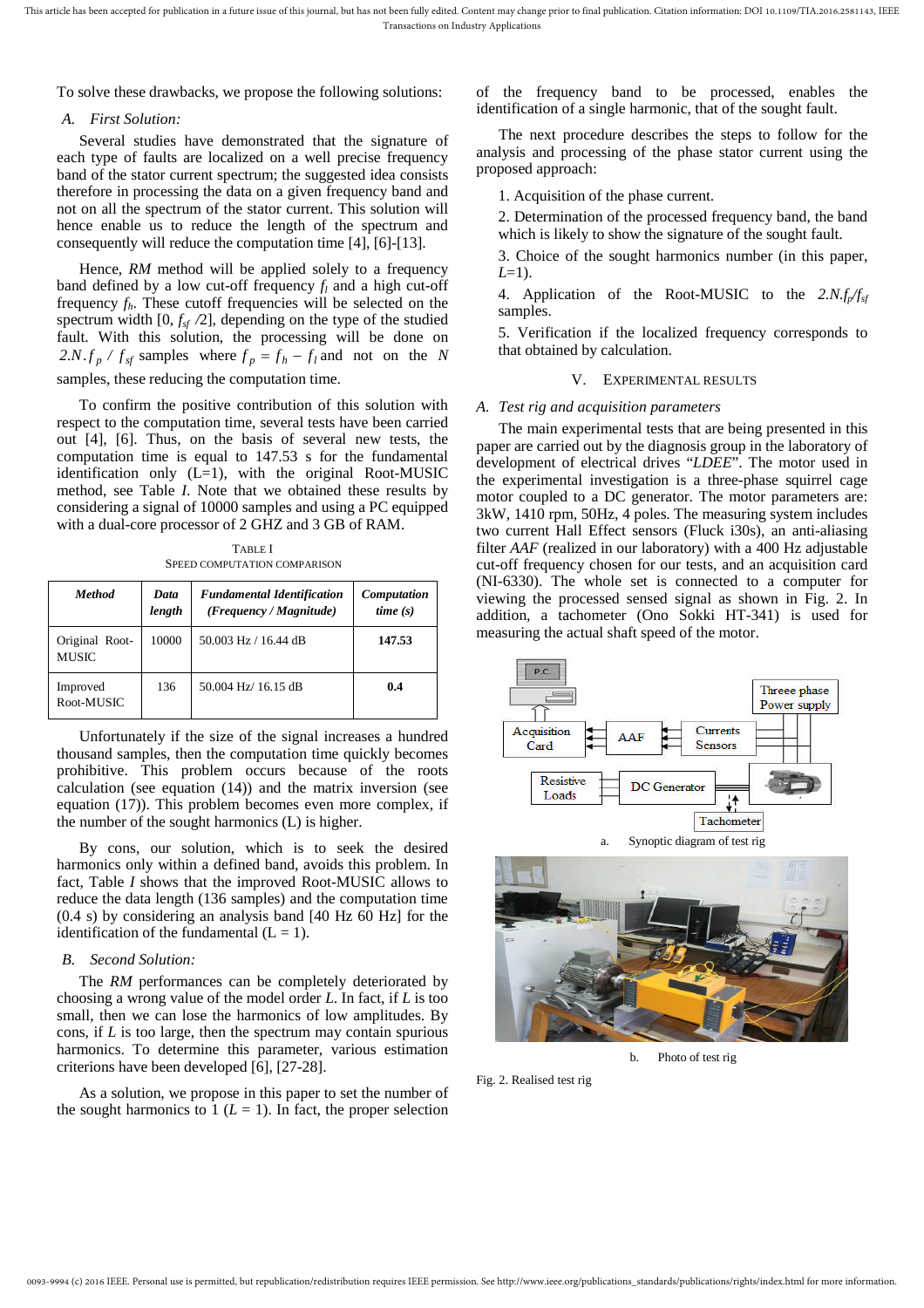To solve these drawbacks, we propose the following solutions:

### A. *First Solution:*

Several studies have demonstrated that the signature of each type of faults are localized on a well precise frequency band of the stator current spectrum; the suggested idea consists therefore in processing the data on a given frequency band and not on all the spectrum of the stator current. This solution will hence enable us to reduce the length of the spectrum and consequently will reduce the computation time [4], [6]-[13].

Hence, *RM* method will be applied solely to a frequency band defined by a low cut-off frequency $f_l$ and a high cut-off frequency $f_h$. These cutoff frequencies will be selected on the spectrum width [0, $f_{sf}$ /2], depending on the type of the studied fault. With this solution, the processing will be done on $2.N.f_p / f_{sf}$ samples where $f_p = f_h - f_l$ and not on the $N$ samples, these reducing the computation time.

To confirm the positive contribution of this solution with respect to the computation time, several tests have been carried out [4], [6]. Thus, on the basis of several new tests, the computation time is equal to 147.53 s for the fundamental identification only (L=1), with the original Root-MUSIC method, see Table *I*. Note that we obtained these results by considering a signal of 10000 samples and using a PC equipped with a dual-core processor of 2 GHZ and 3 GB of RAM.

TABLE I
SPEED COMPUTATION COMPARISON

| *Method* | *Data length* | *Fundamental Identification (Frequency / Magnitude)* | *Computation time (s)* |
|---|---|---|---|
| Original Root-MUSIC | 10000 | 50.003 Hz / 16.44 dB | **147.53** |
| Improved Root-MUSIC | 136 | 50.004 Hz/ 16.15 dB | **0.4** |

Unfortunately if the size of the signal increases a hundred thousand samples, then the computation time quickly becomes prohibitive. This problem occurs because of the roots calculation (see equation (14)) and the matrix inversion (see equation (17)). This problem becomes even more complex, if the number of the sought harmonics (L) is higher.

By cons, our solution, which is to seek the desired harmonics only within a defined band, avoids this problem. In fact, Table *I* shows that the improved Root-MUSIC allows to reduce the data length (136 samples) and the computation time (0.4 s) by considering an analysis band [40 Hz 60 Hz] for the identification of the fundamental (L = 1).

### B. *Second Solution:*

The *RM* performances can be completely deteriorated by choosing a wrong value of the model order *L*. In fact, if *L* is too small, then we can lose the harmonics of low amplitudes. By cons, if *L* is too large, then the spectrum may contain spurious harmonics. To determine this parameter, various estimation criterions have been developed [6], [27-28].

As a solution, we propose in this paper to set the number of the sought harmonics to 1 ($L$ = 1). In fact, the proper selection of the frequency band to be processed, enables the identification of a single harmonic, that of the sought fault.

The next procedure describes the steps to follow for the analysis and processing of the phase stator current using the proposed approach:

1. Acquisition of the phase current.
2. Determination of the processed frequency band, the band which is likely to show the signature of the sought fault.
3. Choice of the sought harmonics number (in this paper, $L$=1).
4. Application of the Root-MUSIC to the $2.N.f_p/f_{sf}$ samples.
5. Verification if the localized frequency corresponds to that obtained by calculation.

## V. EXPERIMENTAL RESULTS

### A. *Test rig and acquisition parameters*

The main experimental tests that are being presented in this paper are carried out by the diagnosis group in the laboratory of development of electrical drives "*LDEE*". The motor used in the experimental investigation is a three-phase squirrel cage motor coupled to a DC generator. The motor parameters are: 3kW, 1410 rpm, 50Hz, 4 poles. The measuring system includes two current Hall Effect sensors (Fluck i30s), an anti-aliasing filter *AAF* (realized in our laboratory) with a 400 Hz adjustable cut-off frequency chosen for our tests, and an acquisition card (NI-6330). The whole set is connected to a computer for viewing the processed sensed signal as shown in Fig. 2. In addition, a tachometer (Ono Sokki HT-341) is used for measuring the actual shaft speed of the motor.

a. Synoptic diagram of test rig

b. Photo of test rig

Fig. 2. Realised test rig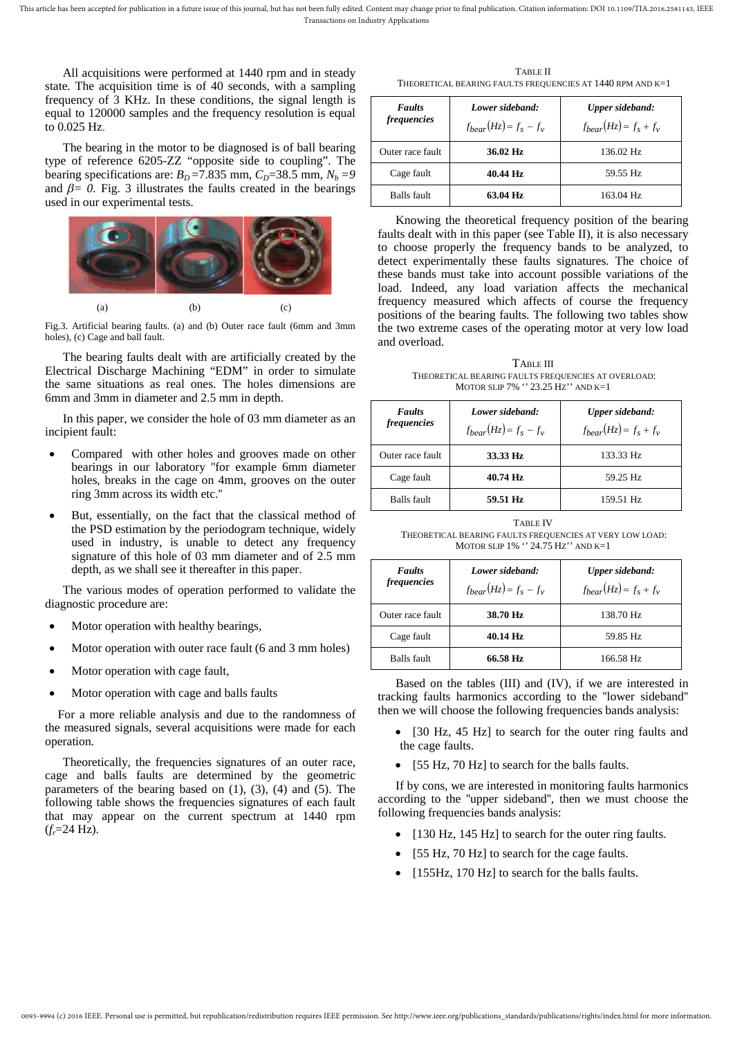All acquisitions were performed at 1440 rpm and in steady state. The acquisition time is of 40 seconds, with a sampling frequency of 3 KHz. In these conditions, the signal length is equal to 120000 samples and the frequency resolution is equal to 0.025 Hz.

The bearing in the motor to be diagnosed is of ball bearing type of reference 6205-ZZ "opposite side to coupling". The bearing specifications are: $B_D$=7.835 mm, $C_D$=38.5 mm, $N_b$ =9 and $\beta$= 0. Fig. 3 illustrates the faults created in the bearings used in our experimental tests.

(a) (b) (c)

Fig.3. Artificial bearing faults. (a) and (b) Outer race fault (6mm and 3mm holes), (c) Cage and ball fault.

The bearing faults dealt with are artificially created by the Electrical Discharge Machining "EDM" in order to simulate the same situations as real ones. The holes dimensions are 6mm and 3mm in diameter and 2.5 mm in depth.

In this paper, we consider the hole of 03 mm diameter as an incipient fault:

- Compared with other holes and grooves made on other bearings in our laboratory "for example 6mm diameter holes, breaks in the cage on 4mm, grooves on the outer ring 3mm across its width etc."
- But, essentially, on the fact that the classical method of the PSD estimation by the periodogram technique, widely used in industry, is unable to detect any frequency signature of this hole of 03 mm diameter and of 2.5 mm depth, as we shall see it thereafter in this paper.

The various modes of operation performed to validate the diagnostic procedure are:

- Motor operation with healthy bearings,
- Motor operation with outer race fault (6 and 3 mm holes)
- Motor operation with cage fault,
- Motor operation with cage and balls faults

For a more reliable analysis and due to the randomness of the measured signals, several acquisitions were made for each operation.

Theoretically, the frequencies signatures of an outer race, cage and balls faults are determined by the geometric parameters of the bearing based on (1), (3), (4) and (5). The following table shows the frequencies signatures of each fault that may appear on the current spectrum at 1440 rpm ($f_r$=24 Hz).

TABLE II
THEORETICAL BEARING FAULTS FREQUENCIES AT 1440 RPM AND K=1

| *Faults frequencies* | *Lower sideband:* $f_{bear}(Hz) = f_s - f_v$ | *Upper sideband:* $f_{bear}(Hz) = f_s + f_v$ |
|---|---|---|
| Outer race fault | **36.02 Hz** | 136.02 Hz |
| Cage fault | **40.44 Hz** | 59.55 Hz |
| Balls fault | **63.04 Hz** | 163.04 Hz |

Knowing the theoretical frequency position of the bearing faults dealt with in this paper (see Table II), it is also necessary to choose properly the frequency bands to be analyzed, to detect experimentally these faults signatures. The choice of these bands must take into account possible variations of the load. Indeed, any load variation affects the mechanical frequency measured which affects of course the frequency positions of the bearing faults. The following two tables show the two extreme cases of the operating motor at very low load and overload.

TABLE III
THEORETICAL BEARING FAULTS FREQUENCIES AT OVERLOAD: MOTOR SLIP 7% '' 23.25 HZ'' AND K=1

| *Faults frequencies* | *Lower sideband:* $f_{bear}(Hz) = f_s - f_v$ | *Upper sideband:* $f_{bear}(Hz) = f_s + f_v$ |
|---|---|---|
| Outer race fault | **33.33 Hz** | 133.33 Hz |
| Cage fault | **40.74 Hz** | 59.25 Hz |
| Balls fault | **59.51 Hz** | 159.51 Hz |

TABLE IV
THEORETICAL BEARING FAULTS FREQUENCIES AT VERY LOW LOAD: MOTOR SLIP 1% '' 24.75 HZ'' AND K=1

| *Faults frequencies* | *Lower sideband:* $f_{bear}(Hz) = f_s - f_v$ | *Upper sideband:* $f_{bear}(Hz) = f_s + f_v$ |
|---|---|---|
| Outer race fault | **38.70 Hz** | 138.70 Hz |
| Cage fault | **40.14 Hz** | 59.85 Hz |
| Balls fault | **66.58 Hz** | 166.58 Hz |

Based on the tables (III) and (IV), if we are interested in tracking faults harmonics according to the "lower sideband" then we will choose the following frequencies bands analysis:

- [30 Hz, 45 Hz] to search for the outer ring faults and the cage faults.
- [55 Hz, 70 Hz] to search for the balls faults.

If by cons, we are interested in monitoring faults harmonics according to the "upper sideband", then we must choose the following frequencies bands analysis:

- [130 Hz, 145 Hz] to search for the outer ring faults.
- [55 Hz, 70 Hz] to search for the cage faults.
- [155Hz, 170 Hz] to search for the balls faults.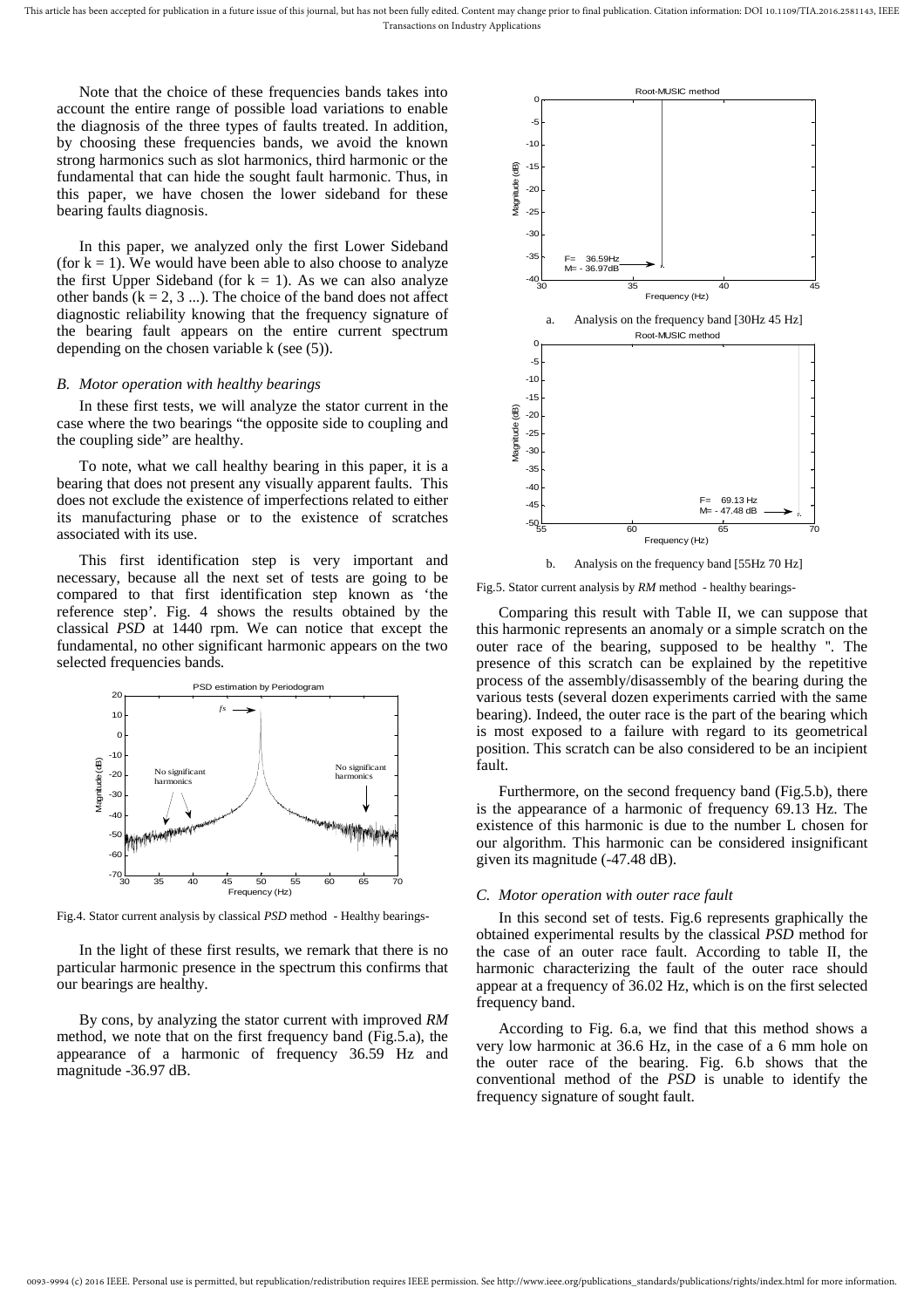Note that the choice of these frequencies bands takes into account the entire range of possible load variations to enable the diagnosis of the three types of faults treated. In addition, by choosing these frequencies bands, we avoid the known strong harmonics such as slot harmonics, third harmonic or the fundamental that can hide the sought fault harmonic. Thus, in this paper, we have chosen the lower sideband for these bearing faults diagnosis.

In this paper, we analyzed only the first Lower Sideband (for k = 1). We would have been able to also choose to analyze the first Upper Sideband (for k = 1). As we can also analyze other bands (k = 2, 3 ...). The choice of the band does not affect diagnostic reliability knowing that the frequency signature of the bearing fault appears on the entire current spectrum depending on the chosen variable k (see (5)).

### *B. Motor operation with healthy bearings*

In these first tests, we will analyze the stator current in the case where the two bearings "the opposite side to coupling and the coupling side" are healthy.

To note, what we call healthy bearing in this paper, it is a bearing that does not present any visually apparent faults. This does not exclude the existence of imperfections related to either its manufacturing phase or to the existence of scratches associated with its use.

This first identification step is very important and necessary, because all the next set of tests are going to be compared to that first identification step known as 'the reference step'. Fig. 4 shows the results obtained by the classical *PSD* at 1440 rpm. We can notice that except the fundamental, no other significant harmonic appears on the two selected frequencies bands.

Fig.4. Stator current analysis by classical *PSD* method - Healthy bearings-

In the light of these first results, we remark that there is no particular harmonic presence in the spectrum this confirms that our bearings are healthy.

By cons, by analyzing the stator current with improved *RM* method, we note that on the first frequency band (Fig.5.a), the appearance of a harmonic of frequency 36.59 Hz and magnitude -36.97 dB.

a. Analysis on the frequency band [30Hz 45 Hz]

b. Analysis on the frequency band [55Hz 70 Hz]

Fig.5. Stator current analysis by *RM* method - healthy bearings-

Comparing this result with Table II, we can suppose that this harmonic represents an anomaly or a simple scratch on the outer race of the bearing, supposed to be healthy ". The presence of this scratch can be explained by the repetitive process of the assembly/disassembly of the bearing during the various tests (several dozen experiments carried with the same bearing). Indeed, the outer race is the part of the bearing which is most exposed to a failure with regard to its geometrical position. This scratch can be also considered to be an incipient fault.

Furthermore, on the second frequency band (Fig.5.b), there is the appearance of a harmonic of frequency 69.13 Hz. The existence of this harmonic is due to the number L chosen for our algorithm. This harmonic can be considered insignificant given its magnitude (-47.48 dB).

### *C. Motor operation with outer race fault*

In this second set of tests. Fig.6 represents graphically the obtained experimental results by the classical *PSD* method for the case of an outer race fault. According to table II, the harmonic characterizing the fault of the outer race should appear at a frequency of 36.02 Hz, which is on the first selected frequency band.

According to Fig. 6.a, we find that this method shows a very low harmonic at 36.6 Hz, in the case of a 6 mm hole on the outer race of the bearing. Fig. 6.b shows that the conventional method of the *PSD* is unable to identify the frequency signature of sought fault.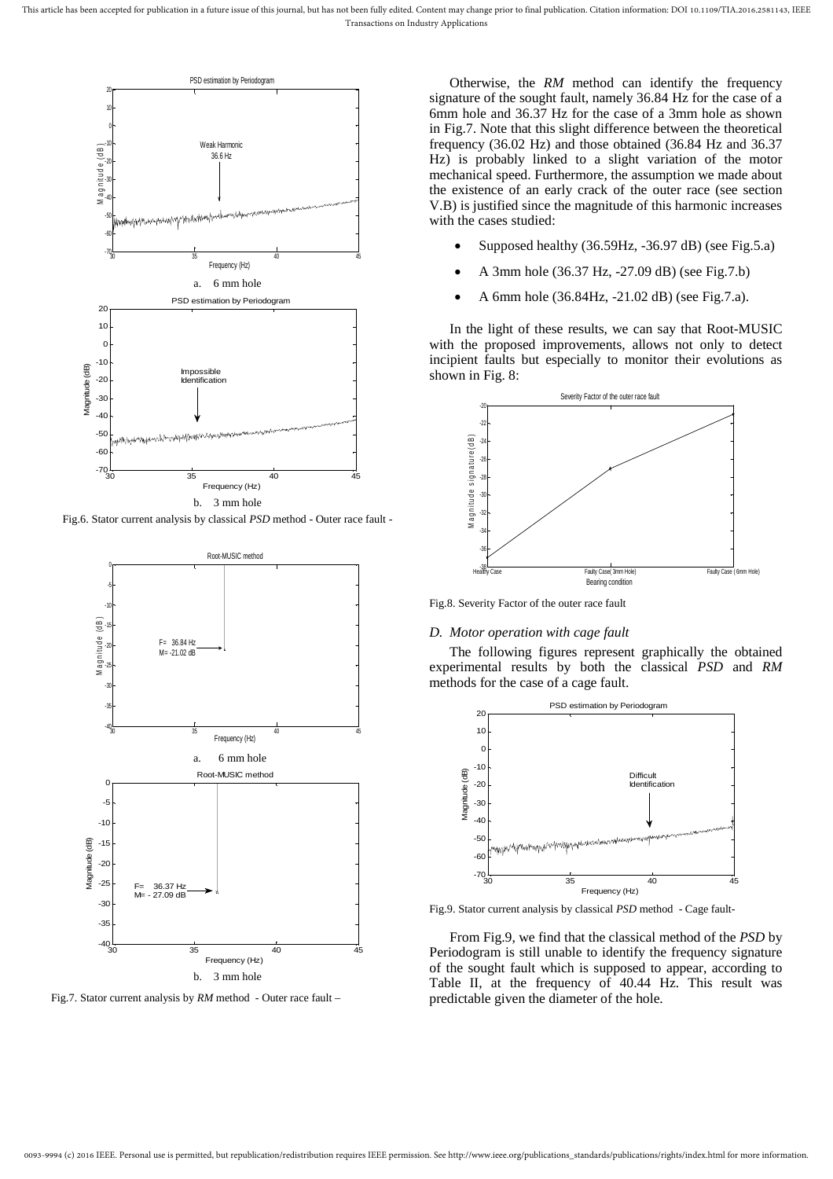a. 6 mm hole

b. 3 mm hole

Fig.6. Stator current analysis by classical *PSD* method - Outer race fault -

a. 6 mm hole

b. 3 mm hole

Fig.7. Stator current analysis by *RM* method - Outer race fault –

Otherwise, the *RM* method can identify the frequency signature of the sought fault, namely 36.84 Hz for the case of a 6mm hole and 36.37 Hz for the case of a 3mm hole as shown in Fig.7. Note that this slight difference between the theoretical frequency (36.02 Hz) and those obtained (36.84 Hz and 36.37 Hz) is probably linked to a slight variation of the motor mechanical speed. Furthermore, the assumption we made about the existence of an early crack of the outer race (see section V.B) is justified since the magnitude of this harmonic increases with the cases studied:

- Supposed healthy (36.59Hz, -36.97 dB) (see Fig.5.a)
- A 3mm hole (36.37 Hz, -27.09 dB) (see Fig.7.b)
- A 6mm hole (36.84Hz, -21.02 dB) (see Fig.7.a).

In the light of these results, we can say that Root-MUSIC with the proposed improvements, allows not only to detect incipient faults but especially to monitor their evolutions as shown in Fig. 8:

Fig.8. Severity Factor of the outer race fault

### D. Motor operation with cage fault

The following figures represent graphically the obtained experimental results by both the classical *PSD* and *RM* methods for the case of a cage fault.

Fig.9. Stator current analysis by classical *PSD* method - Cage fault-

From Fig.9, we find that the classical method of the *PSD* by Periodogram is still unable to identify the frequency signature of the sought fault which is supposed to appear, according to Table II, at the frequency of 40.44 Hz. This result was predictable given the diameter of the hole.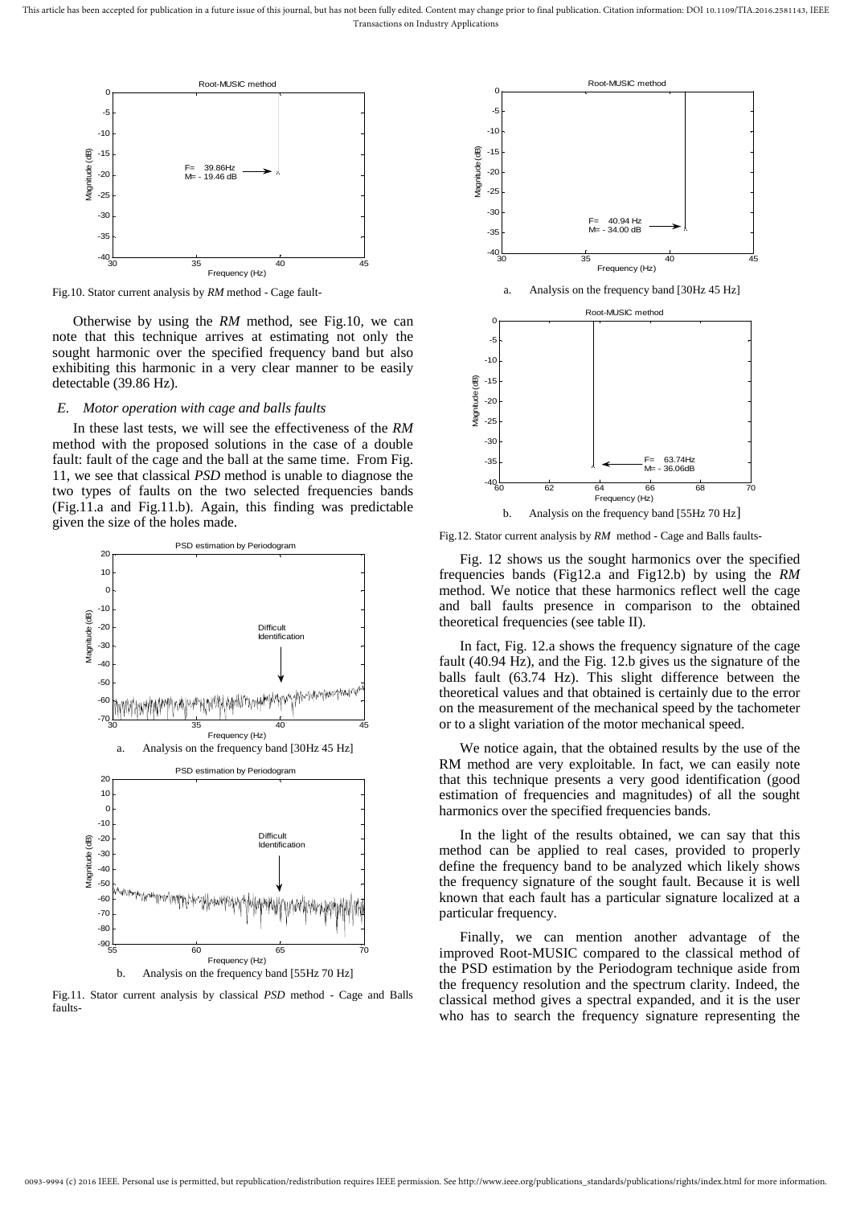Fig.10. Stator current analysis by *RM* method - Cage fault-

Otherwise by using the *RM* method, see Fig.10, we can note that this technique arrives at estimating not only the sought harmonic over the specified frequency band but also exhibiting this harmonic in a very clear manner to be easily detectable (39.86 Hz).

### *E. Motor operation with cage and balls faults*

In these last tests, we will see the effectiveness of the *RM* method with the proposed solutions in the case of a double fault: fault of the cage and the ball at the same time. From Fig. 11, we see that classical *PSD* method is unable to diagnose the two types of faults on the two selected frequencies bands (Fig.11.a and Fig.11.b). Again, this finding was predictable given the size of the holes made.

a. Analysis on the frequency band [30Hz 45 Hz]

b. Analysis on the frequency band [55Hz 70 Hz]

Fig.11. Stator current analysis by classical *PSD* method - Cage and Balls faults-

a. Analysis on the frequency band [30Hz 45 Hz]

b. Analysis on the frequency band [55Hz 70 Hz]

Fig.12. Stator current analysis by *RM* method - Cage and Balls faults-

Fig. 12 shows us the sought harmonics over the specified frequencies bands (Fig12.a and Fig12.b) by using the *RM* method. We notice that these harmonics reflect well the cage and ball faults presence in comparison to the obtained theoretical frequencies (see table II).

In fact, Fig. 12.a shows the frequency signature of the cage fault (40.94 Hz), and the Fig. 12.b gives us the signature of the balls fault (63.74 Hz). This slight difference between the theoretical values and that obtained is certainly due to the error on the measurement of the mechanical speed by the tachometer or to a slight variation of the motor mechanical speed.

We notice again, that the obtained results by the use of the RM method are very exploitable. In fact, we can easily note that this technique presents a very good identification (good estimation of frequencies and magnitudes) of all the sought harmonics over the specified frequencies bands.

In the light of the results obtained, we can say that this method can be applied to real cases, provided to properly define the frequency band to be analyzed which likely shows the frequency signature of the sought fault. Because it is well known that each fault has a particular signature localized at a particular frequency.

Finally, we can mention another advantage of the improved Root-MUSIC compared to the classical method of the PSD estimation by the Periodogram technique aside from the frequency resolution and the spectrum clarity. Indeed, the classical method gives a spectral expanded, and it is the user who has to search the frequency signature representing the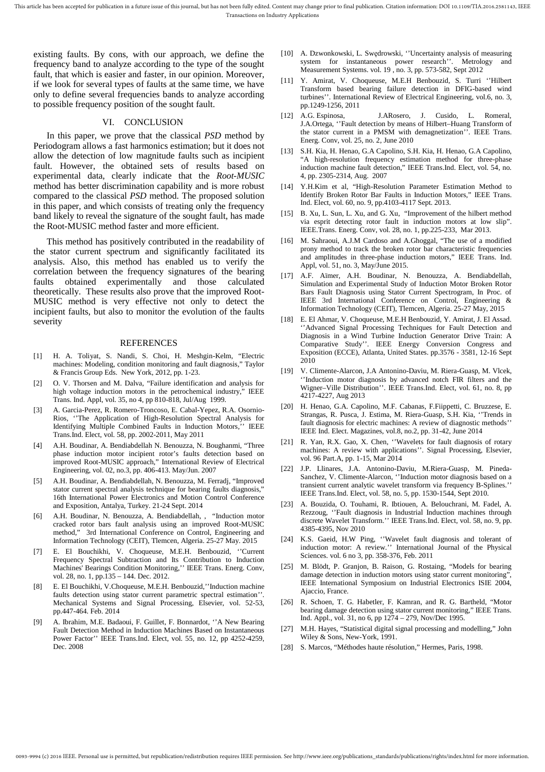existing faults. By cons, with our approach, we define the frequency band to analyze according to the type of the sought fault, that which is easier and faster, in our opinion. Moreover, if we look for several types of faults at the same time, we have only to define several frequencies bands to analyze according to possible frequency position of the sought fault.

## VI. CONCLUSION

In this paper, we prove that the classical *PSD* method by Periodogram allows a fast harmonics estimation; but it does not allow the detection of low magnitude faults such as incipient fault. However, the obtained sets of results based on experimental data, clearly indicate that the *Root-MUSIC* method has better discrimination capability and is more robust compared to the classical *PSD* method. The proposed solution in this paper, and which consists of treating only the frequency band likely to reveal the signature of the sought fault, has made the Root-MUSIC method faster and more efficient.

This method has positively contributed in the readability of the stator current spectrum and significantly facilitated its analysis. Also, this method has enabled us to verify the correlation between the frequency signatures of the bearing faults obtained experimentally and those calculated theoretically. These results also prove that the improved Root-MUSIC method is very effective not only to detect the incipient faults, but also to monitor the evolution of the faults severity

## REFERENCES

[1] H. A. Toliyat, S. Nandi, S. Choi, H. Meshgin-Kelm, "Electric machines: Modeling, condition monitoring and fault diagnosis," Taylor & Francis Group Eds. New York, 2012, pp. 1-23.

[2] O. V. Thorsen and M. Dalva, "Failure identification and analysis for high voltage induction motors in the petrochemical industry," IEEE Trans. Ind. Appl, vol. 35, no 4, pp 810-818, Jul/Aug 1999.

[3] A. Garcia-Perez, R. Romero-Troncoso, E. Cabal-Yepez, R.A. Osornio-Rios, ''The Application of High-Resolution Spectral Analysis for Identifying Multiple Combined Faults in Induction Motors,'' IEEE Trans.Ind. Elect, vol. 58, pp. 2002-2011, May 2011

[4] A.H. Boudinar, A. Bendiabdellah N. Benouzza, N. Boughanmi, "Three phase induction motor incipient rotor's faults detection based on improved Root-MUSIC approach," International Review of Electrical Engineering, vol. 02, no.3, pp. 406-413. May/Jun. 2007

[5] A.H. Boudinar, A. Bendiabdellah, N. Benouzza, M. Ferradj, "Improved stator current spectral analysis technique for bearing faults diagnosis," 16th International Power Electronics and Motion Control Conference and Exposition, Antalya, Turkey. 21-24 Sept. 2014

[6] A.H. Boudinar, N. Benouzza, A. Bendiabdellah, , "Induction motor cracked rotor bars fault analysis using an improved Root-MUSIC method," 3rd International Conference on Control, Engineering and Information Technology (CEIT), Tlemcen, Algeria. 25-27 May. 2015

[7] E. El Bouchikhi, V. Choqueuse, M.E.H. Benbouzid, ''Current Frequency Spectral Subtraction and Its Contribution to Induction Machines' Bearings Condition Monitoring,'' IEEE Trans. Energ. Conv, vol. 28, no. 1, pp.135 – 144. Dec. 2012.

[8] E. El Bouchikhi, V.Choqueuse, M.E.H. Benbouzid,''Induction machine faults detection using stator current parametric spectral estimation''. Mechanical Systems and Signal Processing, Elsevier, vol. 52-53, pp.447-464. Feb. 2014

[9] A. Ibrahim, M.E. Badaoui, F. Guillet, F. Bonnardot, ''A New Bearing Fault Detection Method in Induction Machines Based on Instantaneous Power Factor'' IEEE Trans.Ind. Elect, vol. 55, no. 12, pp 4252-4259, Dec. 2008

[10] A. Dzwonkowski, L. Swędrowski, ''Uncertainty analysis of measuring system for instantaneous power research''. Metrology and Measurement Systems. vol. 19 , no. 3, pp. 573-582, Sept 2012

[11] Y. Amirat, V. Choqueuse, M.E.H Benbouzid, S. Turri ''Hilbert Transform based bearing failure detection in DFIG-based wind turbines''. International Review of Electrical Engineering, vol.6, no. 3, pp.1249-1256, 2011

[12] A.G. Espinosa, J.ARosero, J. Cusido, L. Romeral, J.A.Ortega, ''Fault detection by means of Hilbert–Huang Transform of the stator current in a PMSM with demagnetization''. IEEE Trans. Energ. Conv, vol. 25, no. 2, June 2010

[13] S.H. Kia, H. Henao, G.A Capolino, S.H. Kia, H. Henao, G.A Capolino, "A high-resolution frequency estimation method for three-phase induction machine fault detection," IEEE Trans.Ind. Elect, vol. 54, no. 4, pp. 2305-2314, Aug. 2007

[14] Y.H.Kim et al, "High-Resolution Parameter Estimation Method to Identify Broken Rotor Bar Faults in Induction Motors," IEEE Trans. Ind. Elect, vol. 60, no. 9, pp.4103-4117 Sept. 2013.

[15] B. Xu, L. Sun, L. Xu, and G. Xu, "Improvement of the hilbert method via esprit detecting rotor fault in induction motors at low slip". IEEE.Trans. Energ. Conv, vol. 28, no. 1, pp.225-233, Mar 2013.

[16] M. Sahraoui, A.J.M Cardoso and A.Ghoggal, "The use of a modified prony method to track the broken rotor bar characteristic frequencies and amplitudes in three-phase induction motors," IEEE Trans. Ind. Appl, vol. 51, no. 3, May/June 2015.

[17] A.F. Aïmer, A.H. Boudinar, N. Benouzza, A. Bendiabdellah, Simulation and Experimental Study of Induction Motor Broken Rotor Bars Fault Diagnosis using Stator Current Spectrogram, In Proc. of IEEE 3rd International Conference on Control, Engineering & Information Technology (CEIT), Tlemcen, Algeria. 25-27 May, 2015

[18] E. El Ahmar, V. Choqueuse, M.E.H Benbouzid, Y. Amirat, J. El Assad. ''Advanced Signal Processing Techniques for Fault Detection and Diagnosis in a Wind Turbine Induction Generator Drive Train: A Comparative Study''. IEEE Energy Conversion Congress and Exposition (ECCE), Atlanta, United States. pp.3576 - 3581, 12-16 Sept 2010

[19] V. Climente-Alarcon, J.A Antonino-Daviu, M. Riera-Guasp, M. Vlcek, ''Induction motor diagnosis by advanced notch FIR filters and the Wigner–Ville Distribution''. IEEE Trans.Ind. Elect, vol. 61, no. 8, pp 4217-4227, Aug 2013

[20] H. Henao, G.A. Capolino, M.F. Cabanas, F.Fiippetti, C. Bruzzese, E. Strangas, R. Pusca, J. Estima, M. Riera-Guasp, S.H. Kia, ''Trends in fault diagnosis for electric machines: A review of diagnostic methods'' IEEE Ind. Elect. Magazines, vol.8, no.2, pp. 31-42, June 2014

[21] R. Yan, R.X. Gao, X. Chen, ''Wavelets for fault diagnosis of rotary machines: A review with applications''. Signal Processing, Elsevier, vol. 96 Part.A, pp. 1-15, Mar 2014

[22] J.P. Llinares, J.A. Antonino-Daviu, M.Riera-Guasp, M. Pineda-Sanchez, V. Climente-Alarcon, ''Induction motor diagnosis based on a transient current analytic wavelet transform via frequency B-Splines.'' IEEE Trans.Ind. Elect, vol. 58, no. 5, pp. 1530-1544, Sept 2010.

[23] A. Bouzida, O. Touhami, R. Ibtiouen, A. Belouchrani, M. Fadel, A. Rezzoug, ''Fault diagnosis in Industrial Induction machines through discrete Wavelet Transform.'' IEEE Trans.Ind. Elect, vol. 58, no. 9, pp. 4385-4395, Nov 2010

[24] K.S. Gaeid, H.W Ping, ''Wavelet fault diagnosis and tolerant of induction motor: A review.'' International Journal of the Physical Sciences. vol. 6 no 3, pp. 358-376, Feb. 2011

[25] M. Blödt, P. Granjon, B. Raison, G. Rostaing, "Models for bearing damage detection in induction motors using stator current monitoring", IEEE International Symposium on Industrial Electronics ISIE 2004, Ajaccio, France.

[26] R. Schoen, T. G. Habetler, F. Kamran, and R. G. Bartheld, "Motor bearing damage detection using stator current monitoring," IEEE Trans. Ind. Appl., vol. 31, no 6, pp 1274 – 279, Nov/Dec 1995.

[27] M.H. Hayes, "Statistical digital signal processing and modelling," John Wiley & Sons, New-York, 1991.

[28] S. Marcos, "Méthodes haute résolution," Hermes, Paris, 1998.